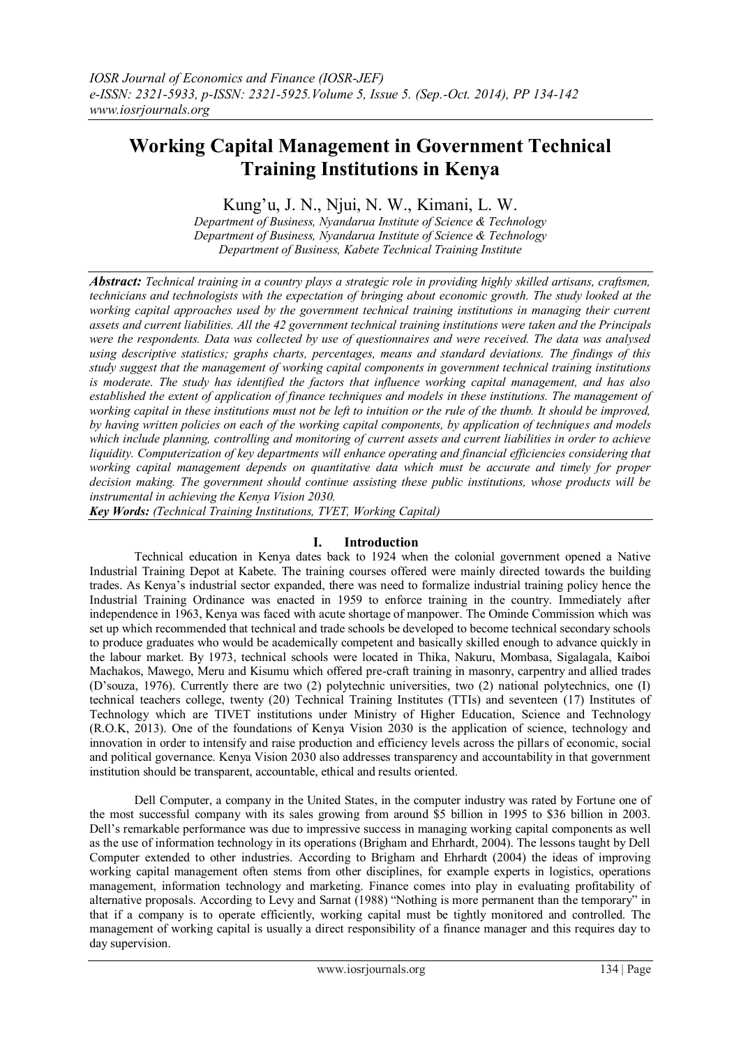# Working Capital Management in Government Technical Training Institutions in Kenya

Kung'u, J. N., Njui, N. W., Kimani, L. W.

*Department of Business, Nyandarua Institute of Science & Technology*
*Department of Business, Nyandarua Institute of Science & Technology*
*Department of Business, Kabete Technical Training Institute*

***Abstract:*** *Technical training in a country plays a strategic role in providing highly skilled artisans, craftsmen, technicians and technologists with the expectation of bringing about economic growth. The study looked at the working capital approaches used by the government technical training institutions in managing their current assets and current liabilities. All the 42 government technical training institutions were taken and the Principals were the respondents. Data was collected by use of questionnaires and were received. The data was analysed using descriptive statistics; graphs charts, percentages, means and standard deviations. The findings of this study suggest that the management of working capital components in government technical training institutions is moderate. The study has identified the factors that influence working capital management, and has also established the extent of application of finance techniques and models in these institutions. The management of working capital in these institutions must not be left to intuition or the rule of the thumb. It should be improved, by having written policies on each of the working capital components, by application of techniques and models which include planning, controlling and monitoring of current assets and current liabilities in order to achieve liquidity. Computerization of key departments will enhance operating and financial efficiencies considering that working capital management depends on quantitative data which must be accurate and timely for proper decision making. The government should continue assisting these public institutions, whose products will be instrumental in achieving the Kenya Vision 2030.*

***Key Words:*** *(Technical Training Institutions, TVET, Working Capital)*

## I. Introduction

Technical education in Kenya dates back to 1924 when the colonial government opened a Native Industrial Training Depot at Kabete. The training courses offered were mainly directed towards the building trades. As Kenya's industrial sector expanded, there was need to formalize industrial training policy hence the Industrial Training Ordinance was enacted in 1959 to enforce training in the country. Immediately after independence in 1963, Kenya was faced with acute shortage of manpower. The Ominde Commission which was set up which recommended that technical and trade schools be developed to become technical secondary schools to produce graduates who would be academically competent and basically skilled enough to advance quickly in the labour market. By 1973, technical schools were located in Thika, Nakuru, Mombasa, Sigalagala, Kaiboi Machakos, Mawego, Meru and Kisumu which offered pre-craft training in masonry, carpentry and allied trades (D'souza, 1976). Currently there are two (2) polytechnic universities, two (2) national polytechnics, one (I) technical teachers college, twenty (20) Technical Training Institutes (TTIs) and seventeen (17) Institutes of Technology which are TIVET institutions under Ministry of Higher Education, Science and Technology (R.O.K, 2013). One of the foundations of Kenya Vision 2030 is the application of science, technology and innovation in order to intensify and raise production and efficiency levels across the pillars of economic, social and political governance. Kenya Vision 2030 also addresses transparency and accountability in that government institution should be transparent, accountable, ethical and results oriented.

Dell Computer, a company in the United States, in the computer industry was rated by Fortune one of the most successful company with its sales growing from around $5 billion in 1995 to $36 billion in 2003. Dell's remarkable performance was due to impressive success in managing working capital components as well as the use of information technology in its operations (Brigham and Ehrhardt, 2004). The lessons taught by Dell Computer extended to other industries. According to Brigham and Ehrhardt (2004) the ideas of improving working capital management often stems from other disciplines, for example experts in logistics, operations management, information technology and marketing. Finance comes into play in evaluating profitability of alternative proposals. According to Levy and Sarnat (1988) "Nothing is more permanent than the temporary" in that if a company is to operate efficiently, working capital must be tightly monitored and controlled. The management of working capital is usually a direct responsibility of a finance manager and this requires day to day supervision.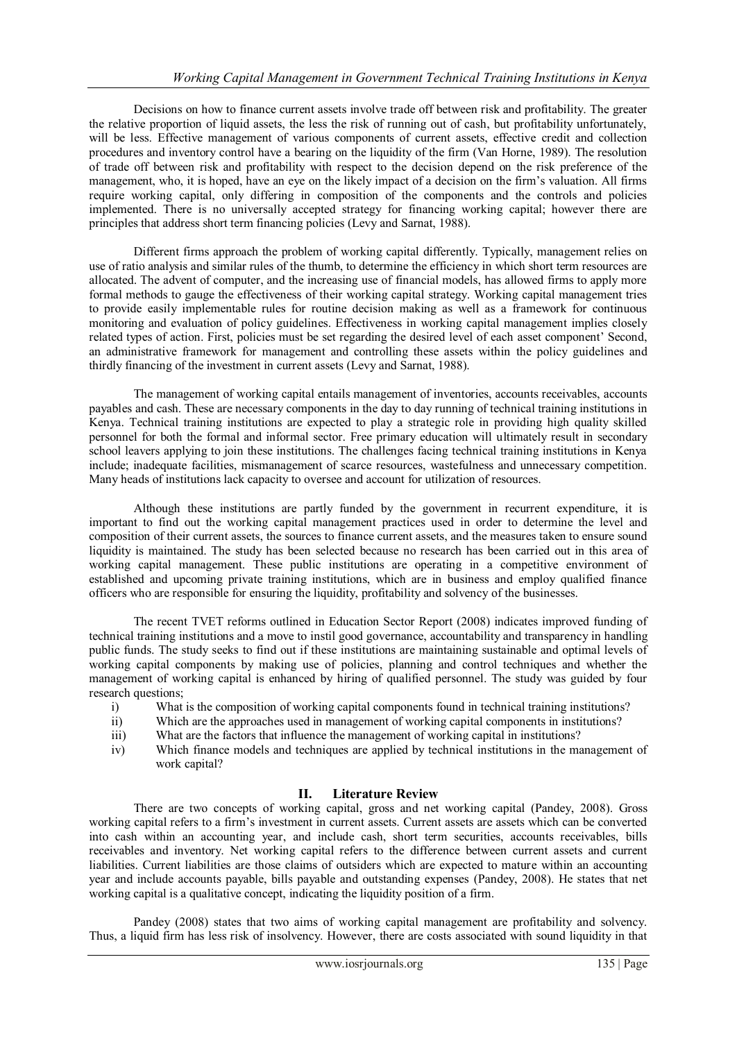Decisions on how to finance current assets involve trade off between risk and profitability. The greater the relative proportion of liquid assets, the less the risk of running out of cash, but profitability unfortunately, will be less. Effective management of various components of current assets, effective credit and collection procedures and inventory control have a bearing on the liquidity of the firm (Van Horne, 1989). The resolution of trade off between risk and profitability with respect to the decision depend on the risk preference of the management, who, it is hoped, have an eye on the likely impact of a decision on the firm's valuation. All firms require working capital, only differing in composition of the components and the controls and policies implemented. There is no universally accepted strategy for financing working capital; however there are principles that address short term financing policies (Levy and Sarnat, 1988).

Different firms approach the problem of working capital differently. Typically, management relies on use of ratio analysis and similar rules of the thumb, to determine the efficiency in which short term resources are allocated. The advent of computer, and the increasing use of financial models, has allowed firms to apply more formal methods to gauge the effectiveness of their working capital strategy. Working capital management tries to provide easily implementable rules for routine decision making as well as a framework for continuous monitoring and evaluation of policy guidelines. Effectiveness in working capital management implies closely related types of action. First, policies must be set regarding the desired level of each asset component' Second, an administrative framework for management and controlling these assets within the policy guidelines and thirdly financing of the investment in current assets (Levy and Sarnat, 1988).

The management of working capital entails management of inventories, accounts receivables, accounts payables and cash. These are necessary components in the day to day running of technical training institutions in Kenya. Technical training institutions are expected to play a strategic role in providing high quality skilled personnel for both the formal and informal sector. Free primary education will ultimately result in secondary school leavers applying to join these institutions. The challenges facing technical training institutions in Kenya include; inadequate facilities, mismanagement of scarce resources, wastefulness and unnecessary competition. Many heads of institutions lack capacity to oversee and account for utilization of resources.

Although these institutions are partly funded by the government in recurrent expenditure, it is important to find out the working capital management practices used in order to determine the level and composition of their current assets, the sources to finance current assets, and the measures taken to ensure sound liquidity is maintained. The study has been selected because no research has been carried out in this area of working capital management. These public institutions are operating in a competitive environment of established and upcoming private training institutions, which are in business and employ qualified finance officers who are responsible for ensuring the liquidity, profitability and solvency of the businesses.

The recent TVET reforms outlined in Education Sector Report (2008) indicates improved funding of technical training institutions and a move to instil good governance, accountability and transparency in handling public funds. The study seeks to find out if these institutions are maintaining sustainable and optimal levels of working capital components by making use of policies, planning and control techniques and whether the management of working capital is enhanced by hiring of qualified personnel. The study was guided by four research questions;

i) What is the composition of working capital components found in technical training institutions?
ii) Which are the approaches used in management of working capital components in institutions?
iii) What are the factors that influence the management of working capital in institutions?
iv) Which finance models and techniques are applied by technical institutions in the management of work capital?

## II. Literature Review

There are two concepts of working capital, gross and net working capital (Pandey, 2008). Gross working capital refers to a firm's investment in current assets. Current assets are assets which can be converted into cash within an accounting year, and include cash, short term securities, accounts receivables, bills receivables and inventory. Net working capital refers to the difference between current assets and current liabilities. Current liabilities are those claims of outsiders which are expected to mature within an accounting year and include accounts payable, bills payable and outstanding expenses (Pandey, 2008). He states that net working capital is a qualitative concept, indicating the liquidity position of a firm.

Pandey (2008) states that two aims of working capital management are profitability and solvency. Thus, a liquid firm has less risk of insolvency. However, there are costs associated with sound liquidity in that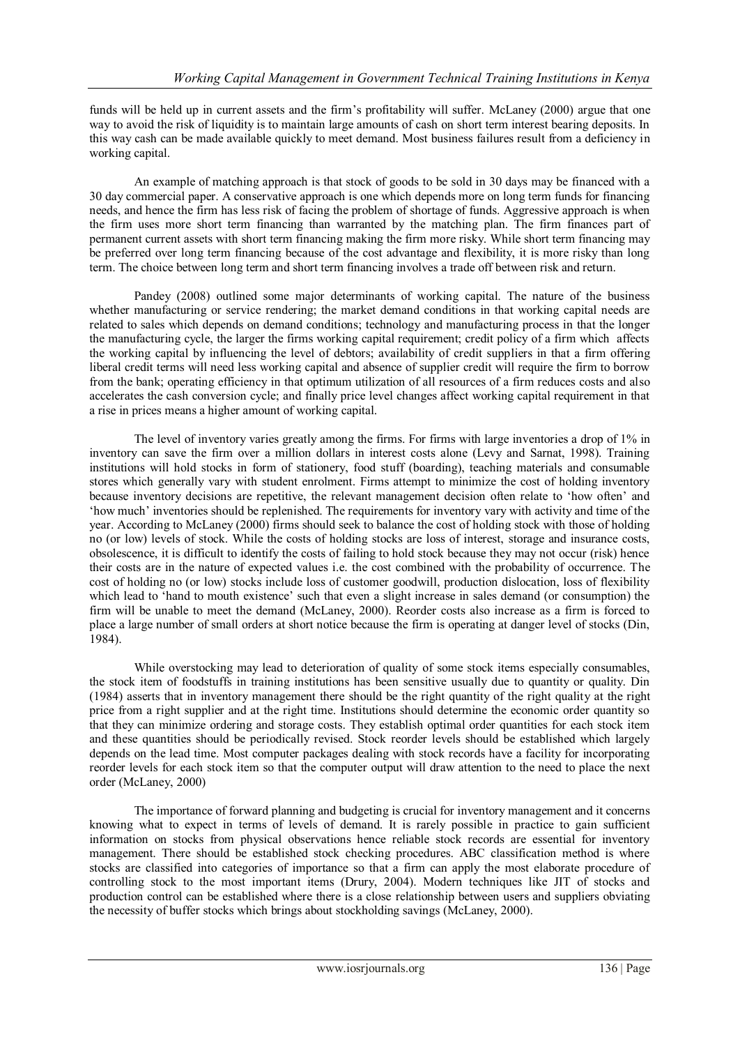funds will be held up in current assets and the firm's profitability will suffer. McLaney (2000) argue that one way to avoid the risk of liquidity is to maintain large amounts of cash on short term interest bearing deposits. In this way cash can be made available quickly to meet demand. Most business failures result from a deficiency in working capital.

An example of matching approach is that stock of goods to be sold in 30 days may be financed with a 30 day commercial paper. A conservative approach is one which depends more on long term funds for financing needs, and hence the firm has less risk of facing the problem of shortage of funds. Aggressive approach is when the firm uses more short term financing than warranted by the matching plan. The firm finances part of permanent current assets with short term financing making the firm more risky. While short term financing may be preferred over long term financing because of the cost advantage and flexibility, it is more risky than long term. The choice between long term and short term financing involves a trade off between risk and return.

Pandey (2008) outlined some major determinants of working capital. The nature of the business whether manufacturing or service rendering; the market demand conditions in that working capital needs are related to sales which depends on demand conditions; technology and manufacturing process in that the longer the manufacturing cycle, the larger the firms working capital requirement; credit policy of a firm which affects the working capital by influencing the level of debtors; availability of credit suppliers in that a firm offering liberal credit terms will need less working capital and absence of supplier credit will require the firm to borrow from the bank; operating efficiency in that optimum utilization of all resources of a firm reduces costs and also accelerates the cash conversion cycle; and finally price level changes affect working capital requirement in that a rise in prices means a higher amount of working capital.

The level of inventory varies greatly among the firms. For firms with large inventories a drop of 1% in inventory can save the firm over a million dollars in interest costs alone (Levy and Sarnat, 1998). Training institutions will hold stocks in form of stationery, food stuff (boarding), teaching materials and consumable stores which generally vary with student enrolment. Firms attempt to minimize the cost of holding inventory because inventory decisions are repetitive, the relevant management decision often relate to 'how often' and 'how much' inventories should be replenished. The requirements for inventory vary with activity and time of the year. According to McLaney (2000) firms should seek to balance the cost of holding stock with those of holding no (or low) levels of stock. While the costs of holding stocks are loss of interest, storage and insurance costs, obsolescence, it is difficult to identify the costs of failing to hold stock because they may not occur (risk) hence their costs are in the nature of expected values i.e. the cost combined with the probability of occurrence. The cost of holding no (or low) stocks include loss of customer goodwill, production dislocation, loss of flexibility which lead to 'hand to mouth existence' such that even a slight increase in sales demand (or consumption) the firm will be unable to meet the demand (McLaney, 2000). Reorder costs also increase as a firm is forced to place a large number of small orders at short notice because the firm is operating at danger level of stocks (Din, 1984).

While overstocking may lead to deterioration of quality of some stock items especially consumables, the stock item of foodstuffs in training institutions has been sensitive usually due to quantity or quality. Din (1984) asserts that in inventory management there should be the right quantity of the right quality at the right price from a right supplier and at the right time. Institutions should determine the economic order quantity so that they can minimize ordering and storage costs. They establish optimal order quantities for each stock item and these quantities should be periodically revised. Stock reorder levels should be established which largely depends on the lead time. Most computer packages dealing with stock records have a facility for incorporating reorder levels for each stock item so that the computer output will draw attention to the need to place the next order (McLaney, 2000)

The importance of forward planning and budgeting is crucial for inventory management and it concerns knowing what to expect in terms of levels of demand. It is rarely possible in practice to gain sufficient information on stocks from physical observations hence reliable stock records are essential for inventory management. There should be established stock checking procedures. ABC classification method is where stocks are classified into categories of importance so that a firm can apply the most elaborate procedure of controlling stock to the most important items (Drury, 2004). Modern techniques like JIT of stocks and production control can be established where there is a close relationship between users and suppliers obviating the necessity of buffer stocks which brings about stockholding savings (McLaney, 2000).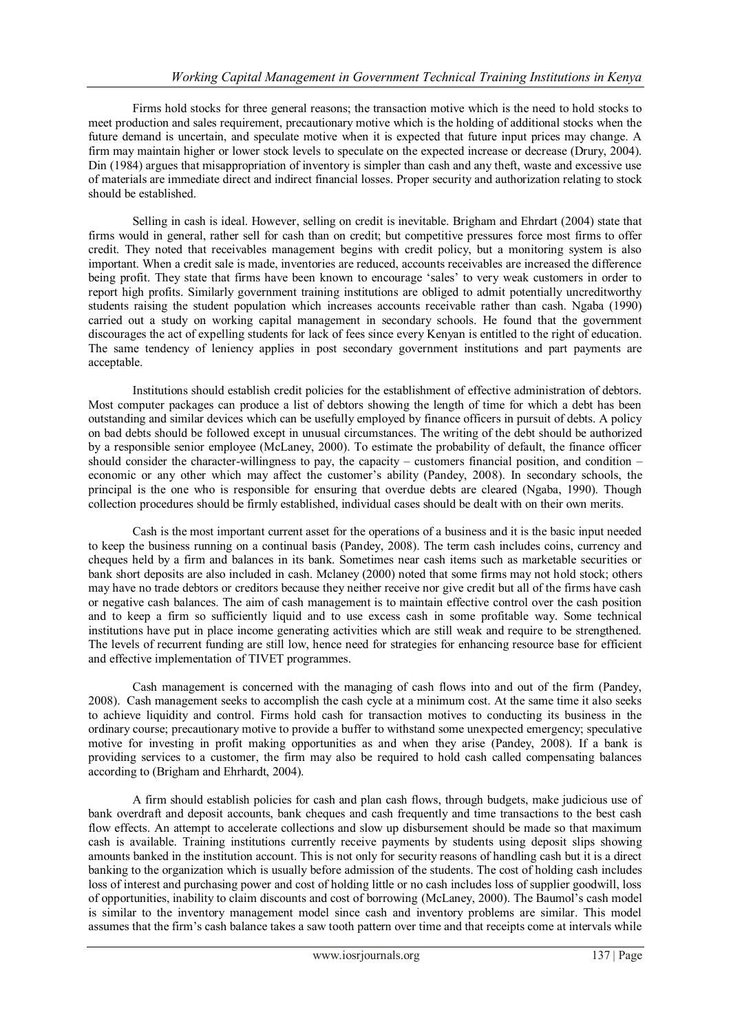Firms hold stocks for three general reasons; the transaction motive which is the need to hold stocks to meet production and sales requirement, precautionary motive which is the holding of additional stocks when the future demand is uncertain, and speculate motive when it is expected that future input prices may change. A firm may maintain higher or lower stock levels to speculate on the expected increase or decrease (Drury, 2004). Din (1984) argues that misappropriation of inventory is simpler than cash and any theft, waste and excessive use of materials are immediate direct and indirect financial losses. Proper security and authorization relating to stock should be established.

Selling in cash is ideal. However, selling on credit is inevitable. Brigham and Ehrdart (2004) state that firms would in general, rather sell for cash than on credit; but competitive pressures force most firms to offer credit. They noted that receivables management begins with credit policy, but a monitoring system is also important. When a credit sale is made, inventories are reduced, accounts receivables are increased the difference being profit. They state that firms have been known to encourage 'sales' to very weak customers in order to report high profits. Similarly government training institutions are obliged to admit potentially uncreditworthy students raising the student population which increases accounts receivable rather than cash. Ngaba (1990) carried out a study on working capital management in secondary schools. He found that the government discourages the act of expelling students for lack of fees since every Kenyan is entitled to the right of education. The same tendency of leniency applies in post secondary government institutions and part payments are acceptable.

Institutions should establish credit policies for the establishment of effective administration of debtors. Most computer packages can produce a list of debtors showing the length of time for which a debt has been outstanding and similar devices which can be usefully employed by finance officers in pursuit of debts. A policy on bad debts should be followed except in unusual circumstances. The writing of the debt should be authorized by a responsible senior employee (McLaney, 2000). To estimate the probability of default, the finance officer should consider the character-willingness to pay, the capacity – customers financial position, and condition – economic or any other which may affect the customer's ability (Pandey, 2008). In secondary schools, the principal is the one who is responsible for ensuring that overdue debts are cleared (Ngaba, 1990). Though collection procedures should be firmly established, individual cases should be dealt with on their own merits.

Cash is the most important current asset for the operations of a business and it is the basic input needed to keep the business running on a continual basis (Pandey, 2008). The term cash includes coins, currency and cheques held by a firm and balances in its bank. Sometimes near cash items such as marketable securities or bank short deposits are also included in cash. Mclaney (2000) noted that some firms may not hold stock; others may have no trade debtors or creditors because they neither receive nor give credit but all of the firms have cash or negative cash balances. The aim of cash management is to maintain effective control over the cash position and to keep a firm so sufficiently liquid and to use excess cash in some profitable way. Some technical institutions have put in place income generating activities which are still weak and require to be strengthened. The levels of recurrent funding are still low, hence need for strategies for enhancing resource base for efficient and effective implementation of TIVET programmes.

Cash management is concerned with the managing of cash flows into and out of the firm (Pandey, 2008). Cash management seeks to accomplish the cash cycle at a minimum cost. At the same time it also seeks to achieve liquidity and control. Firms hold cash for transaction motives to conducting its business in the ordinary course; precautionary motive to provide a buffer to withstand some unexpected emergency; speculative motive for investing in profit making opportunities as and when they arise (Pandey, 2008). If a bank is providing services to a customer, the firm may also be required to hold cash called compensating balances according to (Brigham and Ehrhardt, 2004).

A firm should establish policies for cash and plan cash flows, through budgets, make judicious use of bank overdraft and deposit accounts, bank cheques and cash frequently and time transactions to the best cash flow effects. An attempt to accelerate collections and slow up disbursement should be made so that maximum cash is available. Training institutions currently receive payments by students using deposit slips showing amounts banked in the institution account. This is not only for security reasons of handling cash but it is a direct banking to the organization which is usually before admission of the students. The cost of holding cash includes loss of interest and purchasing power and cost of holding little or no cash includes loss of supplier goodwill, loss of opportunities, inability to claim discounts and cost of borrowing (McLaney, 2000). The Baumol's cash model is similar to the inventory management model since cash and inventory problems are similar. This model assumes that the firm's cash balance takes a saw tooth pattern over time and that receipts come at intervals while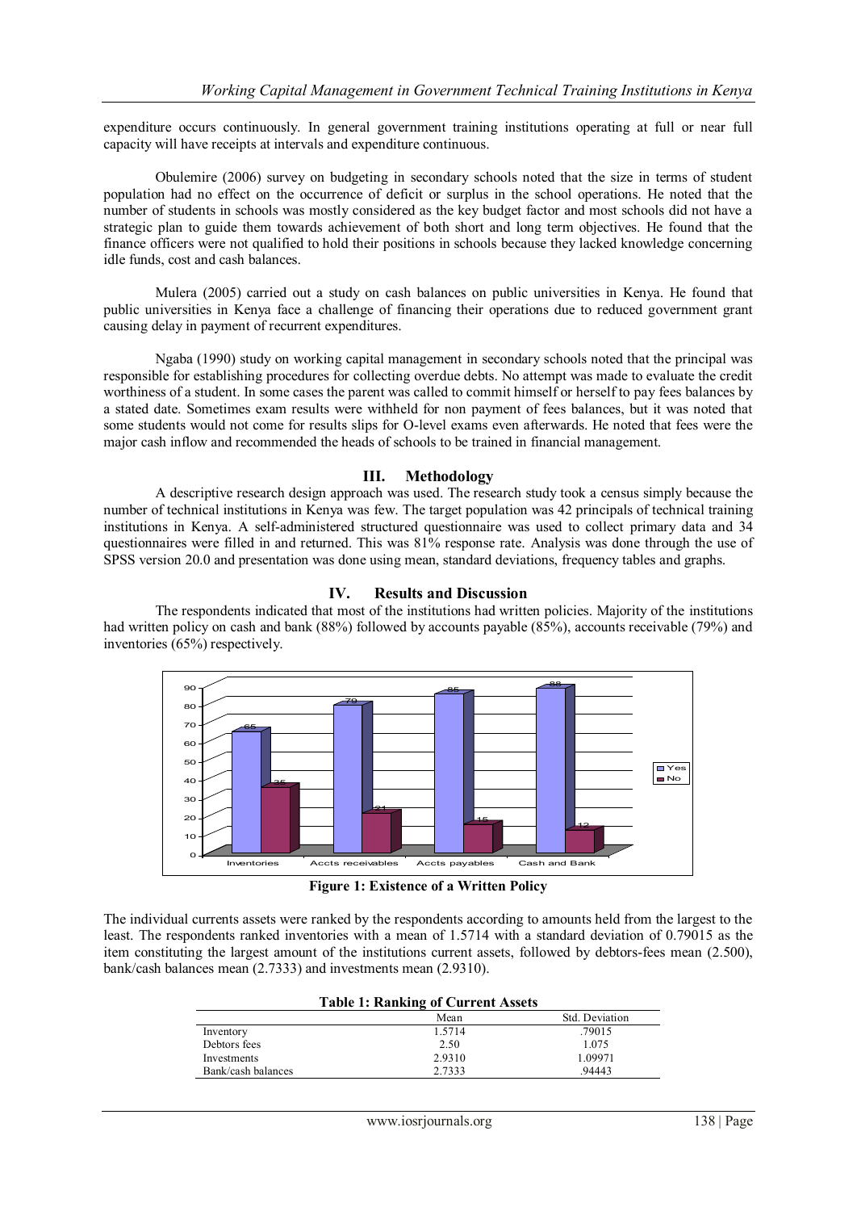expenditure occurs continuously. In general government training institutions operating at full or near full capacity will have receipts at intervals and expenditure continuous.

Obulemire (2006) survey on budgeting in secondary schools noted that the size in terms of student population had no effect on the occurrence of deficit or surplus in the school operations. He noted that the number of students in schools was mostly considered as the key budget factor and most schools did not have a strategic plan to guide them towards achievement of both short and long term objectives. He found that the finance officers were not qualified to hold their positions in schools because they lacked knowledge concerning idle funds, cost and cash balances.

Mulera (2005) carried out a study on cash balances on public universities in Kenya. He found that public universities in Kenya face a challenge of financing their operations due to reduced government grant causing delay in payment of recurrent expenditures.

Ngaba (1990) study on working capital management in secondary schools noted that the principal was responsible for establishing procedures for collecting overdue debts. No attempt was made to evaluate the credit worthiness of a student. In some cases the parent was called to commit himself or herself to pay fees balances by a stated date. Sometimes exam results were withheld for non payment of fees balances, but it was noted that some students would not come for results slips for O-level exams even afterwards. He noted that fees were the major cash inflow and recommended the heads of schools to be trained in financial management.

## III. Methodology

A descriptive research design approach was used. The research study took a census simply because the number of technical institutions in Kenya was few. The target population was 42 principals of technical training institutions in Kenya. A self-administered structured questionnaire was used to collect primary data and 34 questionnaires were filled in and returned. This was 81% response rate. Analysis was done through the use of SPSS version 20.0 and presentation was done using mean, standard deviations, frequency tables and graphs.

## IV. Results and Discussion

The respondents indicated that most of the institutions had written policies. Majority of the institutions had written policy on cash and bank (88%) followed by accounts payable (85%), accounts receivable (79%) and inventories (65%) respectively.

| | Inventories | Accts receivables | Accts payables | Cash and Bank |
|---|---|---|---|---|
| Yes | 65 | 79 | 85 | 88 |
| No | 35 | 21 | 15 | 12 |

**Figure 1: Existence of a Written Policy**

The individual currents assets were ranked by the respondents according to amounts held from the largest to the least. The respondents ranked inventories with a mean of 1.5714 with a standard deviation of 0.79015 as the item constituting the largest amount of the institutions current assets, followed by debtors-fees mean (2.500), bank/cash balances mean (2.7333) and investments mean (2.9310).

**Table 1: Ranking of Current Assets**

| | Mean | Std. Deviation |
|---|---|---|
| Inventory | 1.5714 | .79015 |
| Debtors fees | 2.50 | 1.075 |
| Investments | 2.9310 | 1.09971 |
| Bank/cash balances | 2.7333 | .94443 |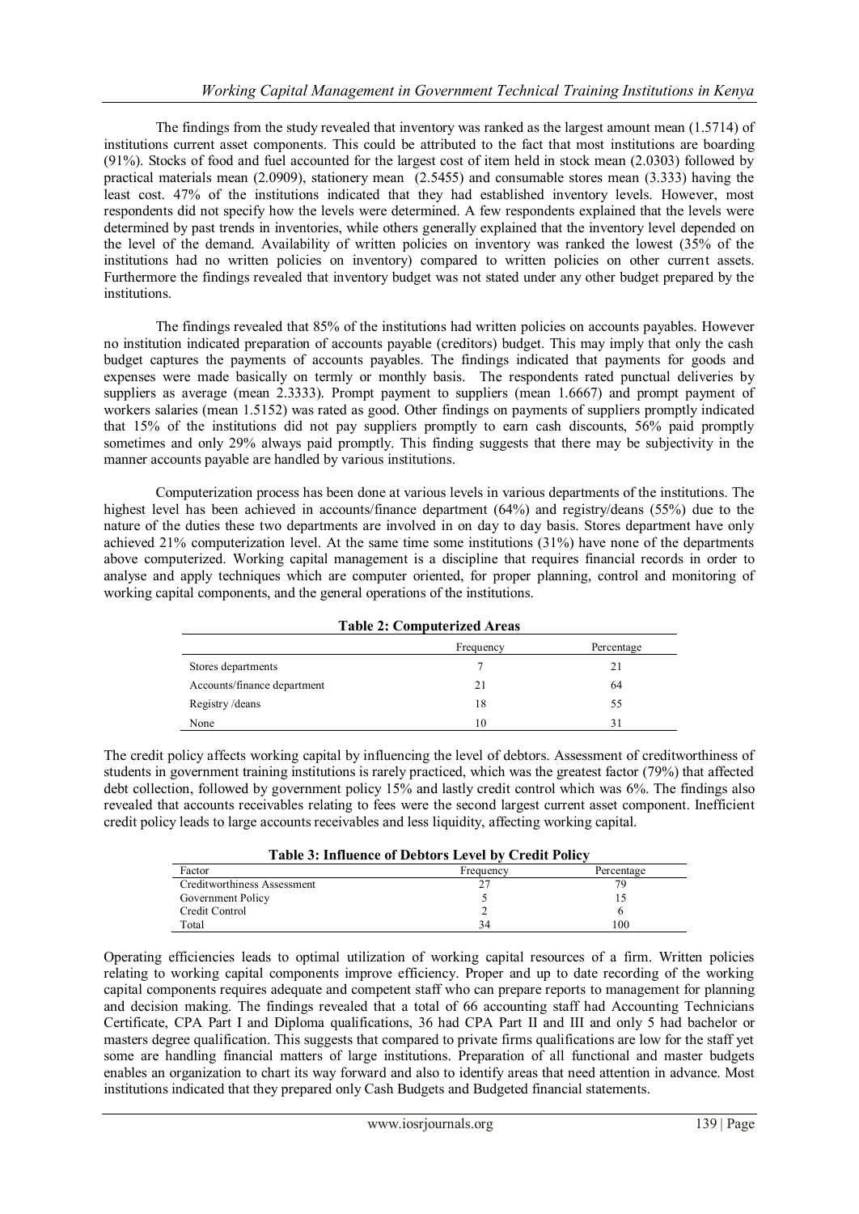The findings from the study revealed that inventory was ranked as the largest amount mean (1.5714) of institutions current asset components. This could be attributed to the fact that most institutions are boarding (91%). Stocks of food and fuel accounted for the largest cost of item held in stock mean (2.0303) followed by practical materials mean (2.0909), stationery mean (2.5455) and consumable stores mean (3.333) having the least cost. 47% of the institutions indicated that they had established inventory levels. However, most respondents did not specify how the levels were determined. A few respondents explained that the levels were determined by past trends in inventories, while others generally explained that the inventory level depended on the level of the demand. Availability of written policies on inventory was ranked the lowest (35% of the institutions had no written policies on inventory) compared to written policies on other current assets. Furthermore the findings revealed that inventory budget was not stated under any other budget prepared by the institutions.

The findings revealed that 85% of the institutions had written policies on accounts payables. However no institution indicated preparation of accounts payable (creditors) budget. This may imply that only the cash budget captures the payments of accounts payables. The findings indicated that payments for goods and expenses were made basically on termly or monthly basis. The respondents rated punctual deliveries by suppliers as average (mean 2.3333). Prompt payment to suppliers (mean 1.6667) and prompt payment of workers salaries (mean 1.5152) was rated as good. Other findings on payments of suppliers promptly indicated that 15% of the institutions did not pay suppliers promptly to earn cash discounts, 56% paid promptly sometimes and only 29% always paid promptly. This finding suggests that there may be subjectivity in the manner accounts payable are handled by various institutions.

Computerization process has been done at various levels in various departments of the institutions. The highest level has been achieved in accounts/finance department (64%) and registry/deans (55%) due to the nature of the duties these two departments are involved in on day to day basis. Stores department have only achieved 21% computerization level. At the same time some institutions (31%) have none of the departments above computerized. Working capital management is a discipline that requires financial records in order to analyse and apply techniques which are computer oriented, for proper planning, control and monitoring of working capital components, and the general operations of the institutions.

**Table 2: Computerized Areas**

| | Frequency | Percentage |
|---|---|---|
| Stores departments | 7 | 21 |
| Accounts/finance department | 21 | 64 |
| Registry /deans | 18 | 55 |
| None | 10 | 31 |

The credit policy affects working capital by influencing the level of debtors. Assessment of creditworthiness of students in government training institutions is rarely practiced, which was the greatest factor (79%) that affected debt collection, followed by government policy 15% and lastly credit control which was 6%. The findings also revealed that accounts receivables relating to fees were the second largest current asset component. Inefficient credit policy leads to large accounts receivables and less liquidity, affecting working capital.

**Table 3: Influence of Debtors Level by Credit Policy**

| Factor | Frequency | Percentage |
|---|---|---|
| Creditworthiness Assessment | 27 | 79 |
| Government Policy | 5 | 15 |
| Credit Control | 2 | 6 |
| Total | 34 | 100 |

Operating efficiencies leads to optimal utilization of working capital resources of a firm. Written policies relating to working capital components improve efficiency. Proper and up to date recording of the working capital components requires adequate and competent staff who can prepare reports to management for planning and decision making. The findings revealed that a total of 66 accounting staff had Accounting Technicians Certificate, CPA Part I and Diploma qualifications, 36 had CPA Part II and III and only 5 had bachelor or masters degree qualification. This suggests that compared to private firms qualifications are low for the staff yet some are handling financial matters of large institutions. Preparation of all functional and master budgets enables an organization to chart its way forward and also to identify areas that need attention in advance. Most institutions indicated that they prepared only Cash Budgets and Budgeted financial statements.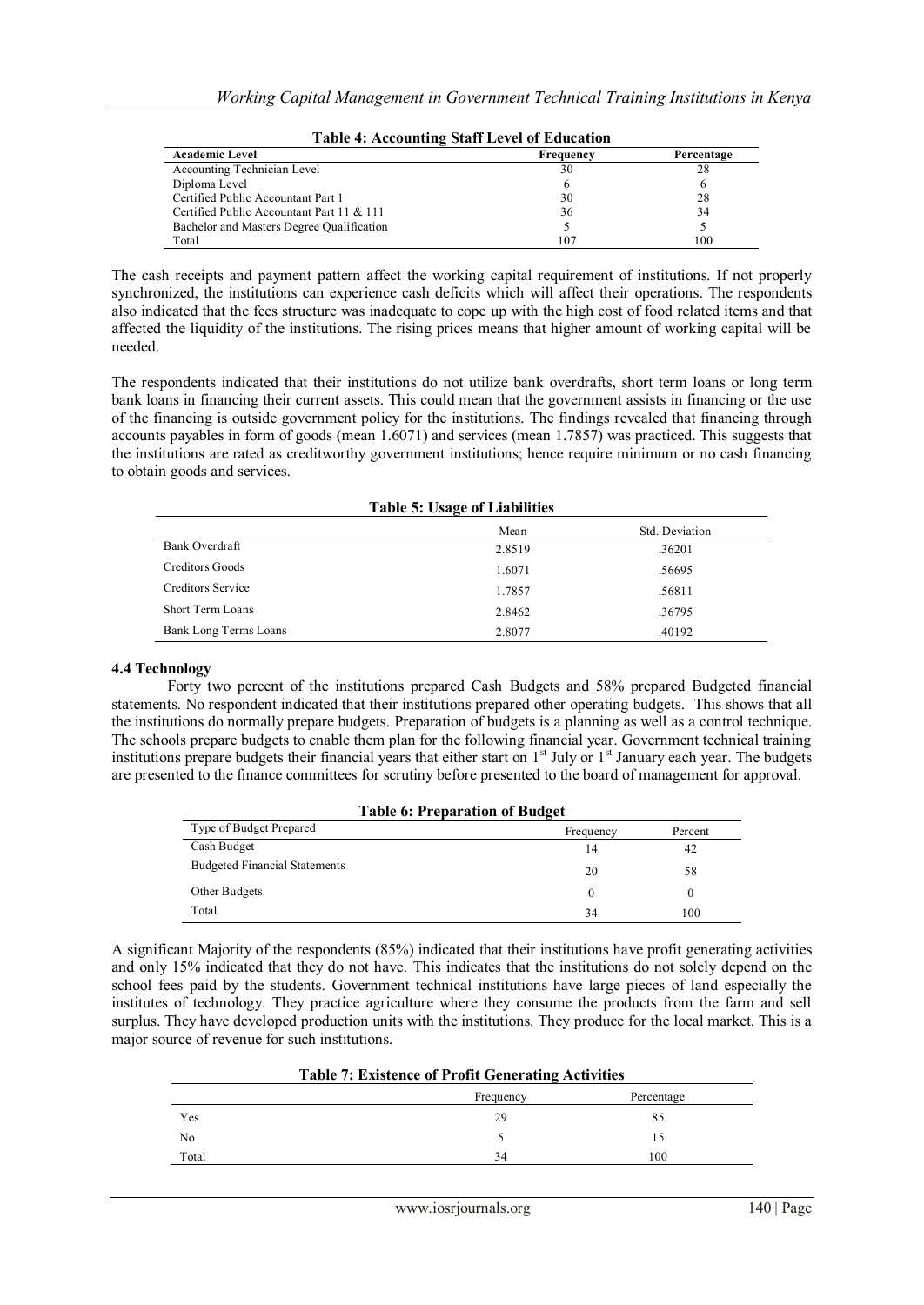**Table 4: Accounting Staff Level of Education**

| Academic Level | Frequency | Percentage |
|---|---|---|
| Accounting Technician Level | 30 | 28 |
| Diploma Level | 6 | 6 |
| Certified Public Accountant Part 1 | 30 | 28 |
| Certified Public Accountant Part 11 & 111 | 36 | 34 |
| Bachelor and Masters Degree Qualification | 5 | 5 |
| Total | 107 | 100 |

The cash receipts and payment pattern affect the working capital requirement of institutions. If not properly synchronized, the institutions can experience cash deficits which will affect their operations. The respondents also indicated that the fees structure was inadequate to cope up with the high cost of food related items and that affected the liquidity of the institutions. The rising prices means that higher amount of working capital will be needed.

The respondents indicated that their institutions do not utilize bank overdrafts, short term loans or long term bank loans in financing their current assets. This could mean that the government assists in financing or the use of the financing is outside government policy for the institutions. The findings revealed that financing through accounts payables in form of goods (mean 1.6071) and services (mean 1.7857) was practiced. This suggests that the institutions are rated as creditworthy government institutions; hence require minimum or no cash financing to obtain goods and services.

**Table 5: Usage of Liabilities**

| | Mean | Std. Deviation |
|---|---|---|
| Bank Overdraft | 2.8519 | .36201 |
| Creditors Goods | 1.6071 | .56695 |
| Creditors Service | 1.7857 | .56811 |
| Short Term Loans | 2.8462 | .36795 |
| Bank Long Terms Loans | 2.8077 | .40192 |

### 4.4 Technology

Forty two percent of the institutions prepared Cash Budgets and 58% prepared Budgeted financial statements. No respondent indicated that their institutions prepared other operating budgets. This shows that all the institutions do normally prepare budgets. Preparation of budgets is a planning as well as a control technique. The schools prepare budgets to enable them plan for the following financial year. Government technical training institutions prepare budgets their financial years that either start on 1st July or 1st January each year. The budgets are presented to the finance committees for scrutiny before presented to the board of management for approval.

**Table 6: Preparation of Budget**

| Type of Budget Prepared | Frequency | Percent |
|---|---|---|
| Cash Budget | 14 | 42 |
| Budgeted Financial Statements | 20 | 58 |
| Other Budgets | 0 | 0 |
| Total | 34 | 100 |

A significant Majority of the respondents (85%) indicated that their institutions have profit generating activities and only 15% indicated that they do not have. This indicates that the institutions do not solely depend on the school fees paid by the students. Government technical institutions have large pieces of land especially the institutes of technology. They practice agriculture where they consume the products from the farm and sell surplus. They have developed production units with the institutions. They produce for the local market. This is a major source of revenue for such institutions.

**Table 7: Existence of Profit Generating Activities**

| | Frequency | Percentage |
|---|---|---|
| Yes | 29 | 85 |
| No | 5 | 15 |
| Total | 34 | 100 |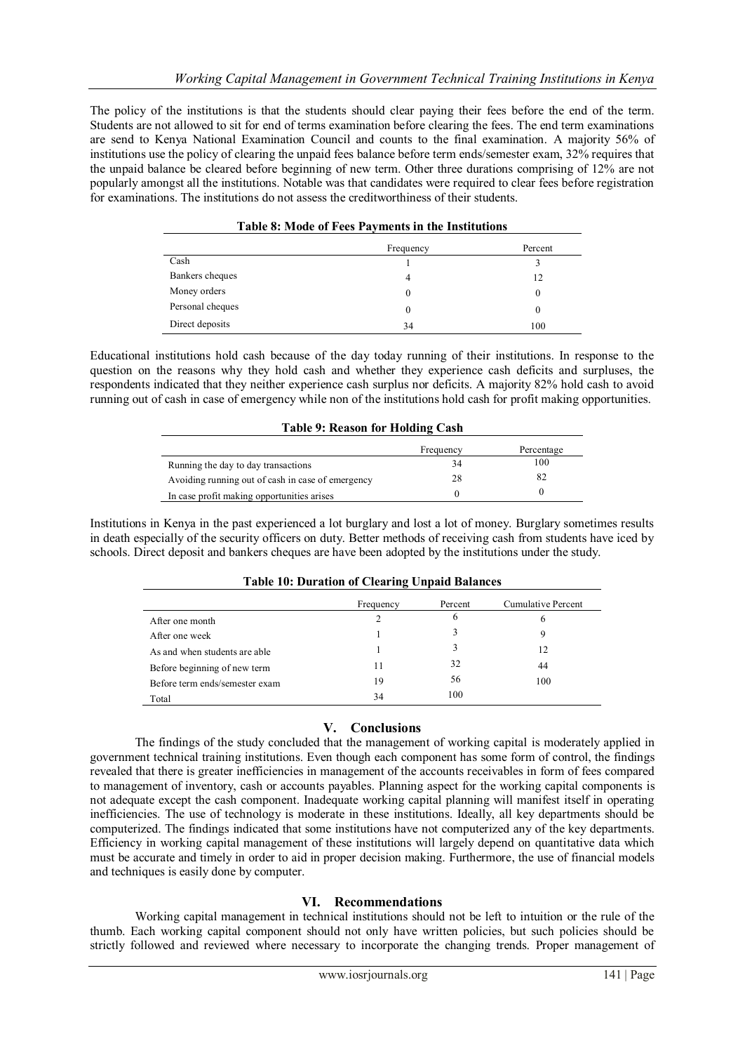The policy of the institutions is that the students should clear paying their fees before the end of the term. Students are not allowed to sit for end of terms examination before clearing the fees. The end term examinations are send to Kenya National Examination Council and counts to the final examination. A majority 56% of institutions use the policy of clearing the unpaid fees balance before term ends/semester exam, 32% requires that the unpaid balance be cleared before beginning of new term. Other three durations comprising of 12% are not popularly amongst all the institutions. Notable was that candidates were required to clear fees before registration for examinations. The institutions do not assess the creditworthiness of their students.

**Table 8: Mode of Fees Payments in the Institutions**

| | Frequency | Percent |
|---|---|---|
| Cash | 1 | 3 |
| Bankers cheques | 4 | 12 |
| Money orders | 0 | 0 |
| Personal cheques | 0 | 0 |
| Direct deposits | 34 | 100 |

Educational institutions hold cash because of the day today running of their institutions. In response to the question on the reasons why they hold cash and whether they experience cash deficits and surpluses, the respondents indicated that they neither experience cash surplus nor deficits. A majority 82% hold cash to avoid running out of cash in case of emergency while non of the institutions hold cash for profit making opportunities.

**Table 9: Reason for Holding Cash**

| | Frequency | Percentage |
|---|---|---|
| Running the day to day transactions | 34 | 100 |
| Avoiding running out of cash in case of emergency | 28 | 82 |
| In case profit making opportunities arises | 0 | 0 |

Institutions in Kenya in the past experienced a lot burglary and lost a lot of money. Burglary sometimes results in death especially of the security officers on duty. Better methods of receiving cash from students have iced by schools. Direct deposit and bankers cheques are have been adopted by the institutions under the study.

**Table 10: Duration of Clearing Unpaid Balances**

| | Frequency | Percent | Cumulative Percent |
|---|---|---|---|
| After one month | 2 | 6 | 6 |
| After one week | 1 | 3 | 9 |
| As and when students are able | 1 | 3 | 12 |
| Before beginning of new term | 11 | 32 | 44 |
| Before term ends/semester exam | 19 | 56 | 100 |
| Total | 34 | 100 | |

## V. Conclusions

The findings of the study concluded that the management of working capital is moderately applied in government technical training institutions. Even though each component has some form of control, the findings revealed that there is greater inefficiencies in management of the accounts receivables in form of fees compared to management of inventory, cash or accounts payables. Planning aspect for the working capital components is not adequate except the cash component. Inadequate working capital planning will manifest itself in operating inefficiencies. The use of technology is moderate in these institutions. Ideally, all key departments should be computerized. The findings indicated that some institutions have not computerized any of the key departments. Efficiency in working capital management of these institutions will largely depend on quantitative data which must be accurate and timely in order to aid in proper decision making. Furthermore, the use of financial models and techniques is easily done by computer.

## VI. Recommendations

Working capital management in technical institutions should not be left to intuition or the rule of the thumb. Each working capital component should not only have written policies, but such policies should be strictly followed and reviewed where necessary to incorporate the changing trends. Proper management of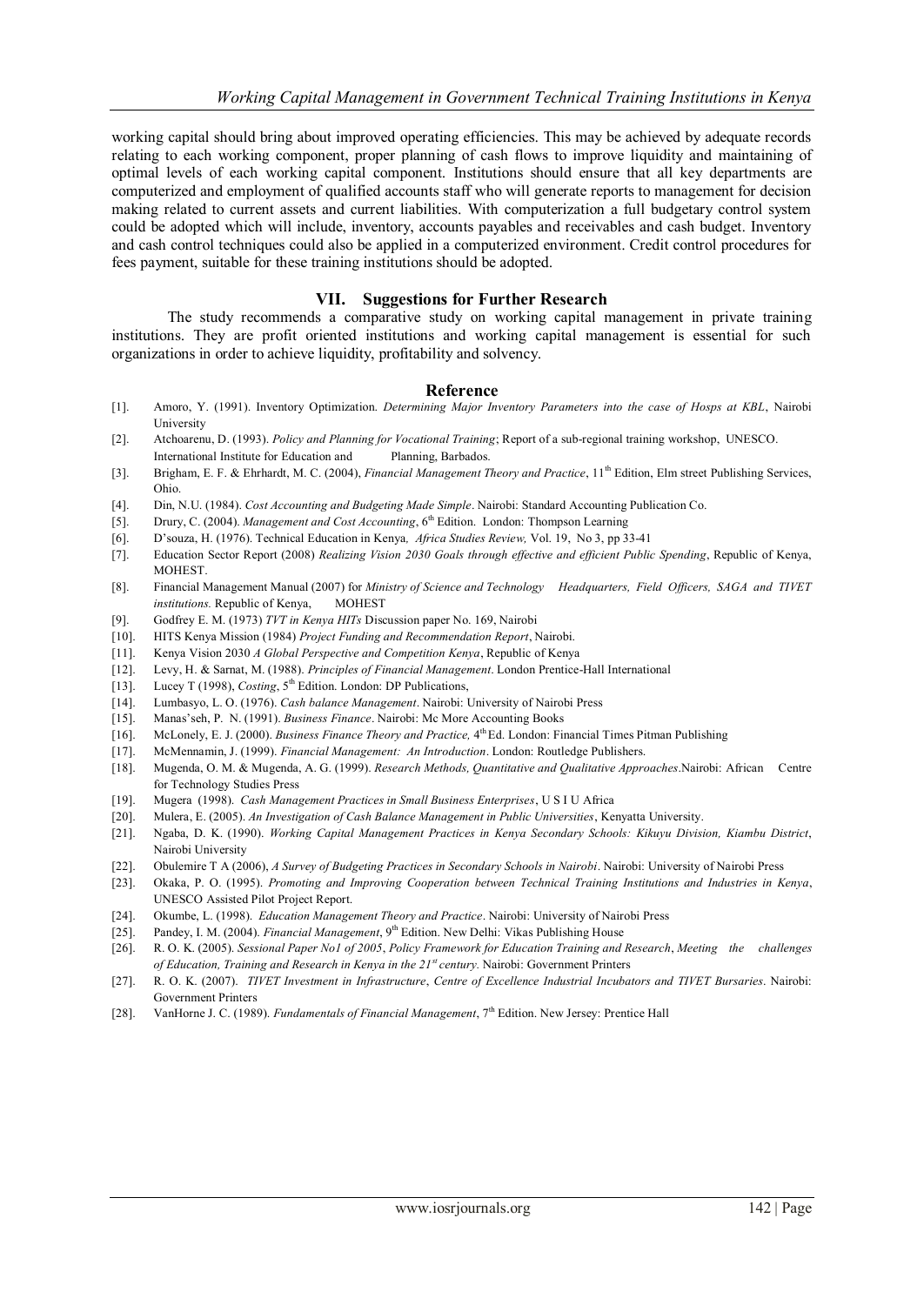working capital should bring about improved operating efficiencies. This may be achieved by adequate records relating to each working component, proper planning of cash flows to improve liquidity and maintaining of optimal levels of each working capital component. Institutions should ensure that all key departments are computerized and employment of qualified accounts staff who will generate reports to management for decision making related to current assets and current liabilities. With computerization a full budgetary control system could be adopted which will include, inventory, accounts payables and receivables and cash budget. Inventory and cash control techniques could also be applied in a computerized environment. Credit control procedures for fees payment, suitable for these training institutions should be adopted.

## VII. Suggestions for Further Research

The study recommends a comparative study on working capital management in private training institutions. They are profit oriented institutions and working capital management is essential for such organizations in order to achieve liquidity, profitability and solvency.

## Reference

[1]. Amoro, Y. (1991). Inventory Optimization. *Determining Major Inventory Parameters into the case of Hosps at KBL*, Nairobi University

[2]. Atchoarenu, D. (1993). *Policy and Planning for Vocational Training*; Report of a sub-regional training workshop, UNESCO. International Institute for Education and Planning, Barbados.

[3]. Brigham, E. F. & Ehrhardt, M. C. (2004), *Financial Management Theory and Practice*, 11th Edition, Elm street Publishing Services, Ohio.

[4]. Din, N.U. (1984). *Cost Accounting and Budgeting Made Simple*. Nairobi: Standard Accounting Publication Co.

[5]. Drury, C. (2004). *Management and Cost Accounting*, 6th Edition. London: Thompson Learning

[6]. D'souza, H. (1976). Technical Education in Kenya*, Africa Studies Review,* Vol. 19, No 3, pp 33-41

[7]. Education Sector Report (2008) *Realizing Vision 2030 Goals through effective and efficient Public Spending*, Republic of Kenya, MOHEST.

[8]. Financial Management Manual (2007) for *Ministry of Science and Technology Headquarters, Field Officers, SAGA and TIVET institutions.* Republic of Kenya, MOHEST

[9]. Godfrey E. M. (1973) *TVT in Kenya HITs* Discussion paper No. 169, Nairobi

[10]. HITS Kenya Mission (1984) *Project Funding and Recommendation Report*, Nairobi.

[11]. Kenya Vision 2030 *A Global Perspective and Competition Kenya*, Republic of Kenya

[12]. Levy, H. & Sarnat, M. (1988). *Principles of Financial Management*. London Prentice-Hall International

[13]. Lucey T (1998), *Costing*, 5th Edition. London: DP Publications,

[14]. Lumbasyo, L. O. (1976). *Cash balance Management*. Nairobi: University of Nairobi Press

[15]. Manas'seh, P. N. (1991). *Business Finance*. Nairobi: Mc More Accounting Books

[16]. McLonely, E. J. (2000). *Business Finance Theory and Practice,* 4th Ed. London: Financial Times Pitman Publishing

[17]. McMennamin, J. (1999). *Financial Management: An Introduction*. London: Routledge Publishers.

[18]. Mugenda, O. M. & Mugenda, A. G. (1999). *Research Methods, Quantitative and Qualitative Approaches*.Nairobi: African Centre for Technology Studies Press

[19]. Mugera (1998). *Cash Management Practices in Small Business Enterprises*, U S I U Africa

[20]. Mulera, E. (2005). *An Investigation of Cash Balance Management in Public Universities*, Kenyatta University.

[21]. Ngaba, D. K. (1990). *Working Capital Management Practices in Kenya Secondary Schools: Kikuyu Division, Kiambu District*, Nairobi University

[22]. Obulemire T A (2006), *A Survey of Budgeting Practices in Secondary Schools in Nairobi*. Nairobi: University of Nairobi Press

[23]. Okaka, P. O. (1995). *Promoting and Improving Cooperation between Technical Training Institutions and Industries in Kenya*, UNESCO Assisted Pilot Project Report.

[24]. Okumbe, L. (1998). *Education Management Theory and Practice*. Nairobi: University of Nairobi Press

[25]. Pandey, I. M. (2004). *Financial Management*, 9th Edition. New Delhi: Vikas Publishing House

[26]. R. O. K. (2005). *Sessional Paper No1 of 2005*, *Policy Framework for Education Training and Research*, *Meeting the challenges of Education, Training and Research in Kenya in the 21st century.* Nairobi: Government Printers

[27]. R. O. K. (2007). *TIVET Investment in Infrastructure*, *Centre of Excellence Industrial Incubators and TIVET Bursaries*. Nairobi: Government Printers

[28]. VanHorne J. C. (1989). *Fundamentals of Financial Management*, 7th Edition. New Jersey: Prentice Hall